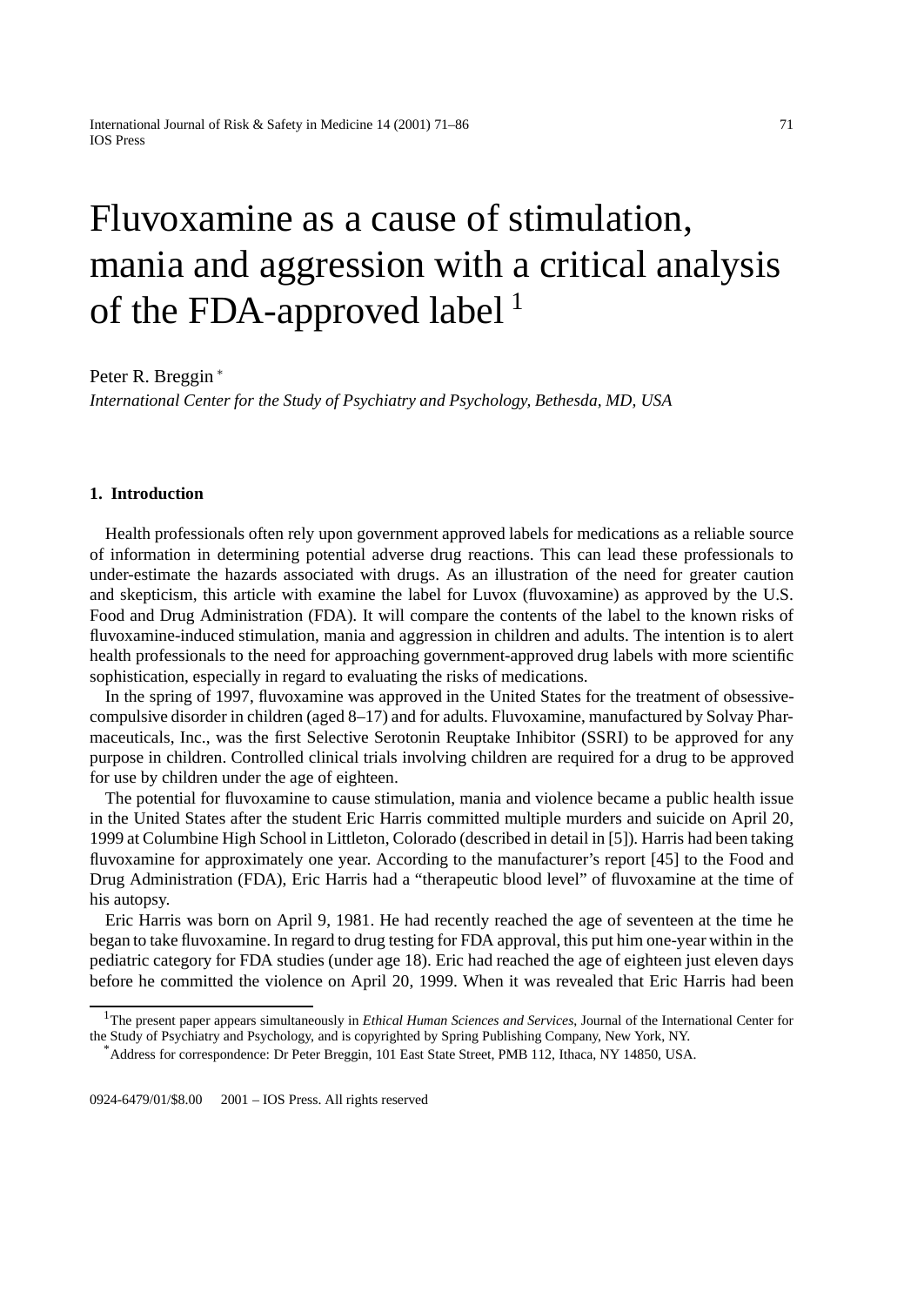# Fluvoxamine as a cause of stimulation, mania and aggression with a critical analysis of the FDA-approved label [1]

Peter R. Breggin [*]

*International Center for the Study of Psychiatry and Psychology, Bethesda, MD, USA*

## 1. Introduction

Health professionals often rely upon government approved labels for medications as a reliable source of information in determining potential adverse drug reactions. This can lead these professionals to under-estimate the hazards associated with drugs. As an illustration of the need for greater caution and skepticism, this article with examine the label for Luvox (fluvoxamine) as approved by the U.S. Food and Drug Administration (FDA). It will compare the contents of the label to the known risks of fluvoxamine-induced stimulation, mania and aggression in children and adults. The intention is to alert health professionals to the need for approaching government-approved drug labels with more scientific sophistication, especially in regard to evaluating the risks of medications.

In the spring of 1997, fluvoxamine was approved in the United States for the treatment of obsessive-compulsive disorder in children (aged 8–17) and for adults. Fluvoxamine, manufactured by Solvay Pharmaceuticals, Inc., was the first Selective Serotonin Reuptake Inhibitor (SSRI) to be approved for any purpose in children. Controlled clinical trials involving children are required for a drug to be approved for use by children under the age of eighteen.

The potential for fluvoxamine to cause stimulation, mania and violence became a public health issue in the United States after the student Eric Harris committed multiple murders and suicide on April 20, 1999 at Columbine High School in Littleton, Colorado (described in detail in [5]). Harris had been taking fluvoxamine for approximately one year. According to the manufacturer's report [45] to the Food and Drug Administration (FDA), Eric Harris had a "therapeutic blood level" of fluvoxamine at the time of his autopsy.

Eric Harris was born on April 9, 1981. He had recently reached the age of seventeen at the time he began to take fluvoxamine. In regard to drug testing for FDA approval, this put him one-year within in the pediatric category for FDA studies (under age 18). Eric had reached the age of eighteen just eleven days before he committed the violence on April 20, 1999. When it was revealed that Eric Harris had been

---

[1] The present paper appears simultaneously in *Ethical Human Sciences and Services*, Journal of the International Center for the Study of Psychiatry and Psychology, and is copyrighted by Spring Publishing Company, New York, NY.

[*] Address for correspondence: Dr Peter Breggin, 101 East State Street, PMB 112, Ithaca, NY 14850, USA.

0924-6479/01/$8.00 2001 – IOS Press. All rights reserved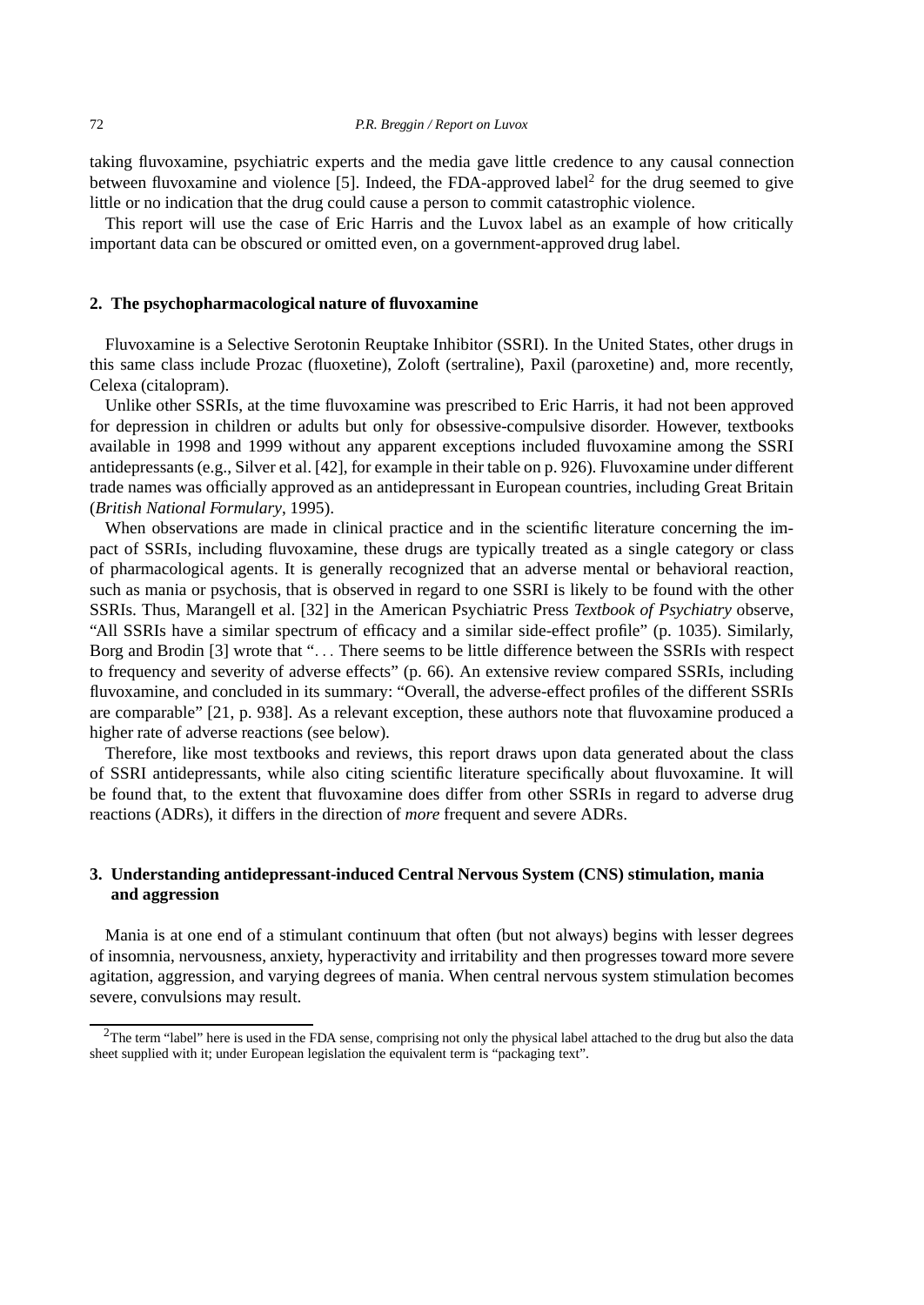taking fluvoxamine, psychiatric experts and the media gave little credence to any causal connection between fluvoxamine and violence [5]. Indeed, the FDA-approved label[2] for the drug seemed to give little or no indication that the drug could cause a person to commit catastrophic violence.

This report will use the case of Eric Harris and the Luvox label as an example of how critically important data can be obscured or omitted even, on a government-approved drug label.

## 2. The psychopharmacological nature of fluvoxamine

Fluvoxamine is a Selective Serotonin Reuptake Inhibitor (SSRI). In the United States, other drugs in this same class include Prozac (fluoxetine), Zoloft (sertraline), Paxil (paroxetine) and, more recently, Celexa (citalopram).

Unlike other SSRIs, at the time fluvoxamine was prescribed to Eric Harris, it had not been approved for depression in children or adults but only for obsessive-compulsive disorder. However, textbooks available in 1998 and 1999 without any apparent exceptions included fluvoxamine among the SSRI antidepressants (e.g., Silver et al. [42], for example in their table on p. 926). Fluvoxamine under different trade names was officially approved as an antidepressant in European countries, including Great Britain (*British National Formulary*, 1995).

When observations are made in clinical practice and in the scientific literature concerning the impact of SSRIs, including fluvoxamine, these drugs are typically treated as a single category or class of pharmacological agents. It is generally recognized that an adverse mental or behavioral reaction, such as mania or psychosis, that is observed in regard to one SSRI is likely to be found with the other SSRIs. Thus, Marangell et al. [32] in the American Psychiatric Press *Textbook of Psychiatry* observe, "All SSRIs have a similar spectrum of efficacy and a similar side-effect profile" (p. 1035). Similarly, Borg and Brodin [3] wrote that ". . . There seems to be little difference between the SSRIs with respect to frequency and severity of adverse effects" (p. 66). An extensive review compared SSRIs, including fluvoxamine, and concluded in its summary: "Overall, the adverse-effect profiles of the different SSRIs are comparable" [21, p. 938]. As a relevant exception, these authors note that fluvoxamine produced a higher rate of adverse reactions (see below).

Therefore, like most textbooks and reviews, this report draws upon data generated about the class of SSRI antidepressants, while also citing scientific literature specifically about fluvoxamine. It will be found that, to the extent that fluvoxamine does differ from other SSRIs in regard to adverse drug reactions (ADRs), it differs in the direction of *more* frequent and severe ADRs.

## 3. Understanding antidepressant-induced Central Nervous System (CNS) stimulation, mania and aggression

Mania is at one end of a stimulant continuum that often (but not always) begins with lesser degrees of insomnia, nervousness, anxiety, hyperactivity and irritability and then progresses toward more severe agitation, aggression, and varying degrees of mania. When central nervous system stimulation becomes severe, convulsions may result.

[2] The term "label" here is used in the FDA sense, comprising not only the physical label attached to the drug but also the data sheet supplied with it; under European legislation the equivalent term is "packaging text".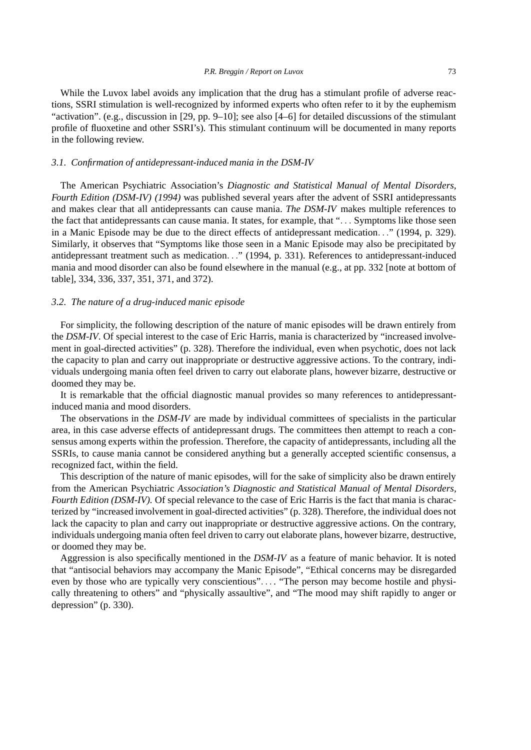While the Luvox label avoids any implication that the drug has a stimulant profile of adverse reactions, SSRI stimulation is well-recognized by informed experts who often refer to it by the euphemism "activation". (e.g., discussion in [29, pp. 9–10]; see also [4–6] for detailed discussions of the stimulant profile of fluoxetine and other SSRI's). This stimulant continuum will be documented in many reports in the following review.

### *3.1. Confirmation of antidepressant-induced mania in the DSM-IV*

The American Psychiatric Association's *Diagnostic and Statistical Manual of Mental Disorders, Fourth Edition (DSM-IV) (1994)* was published several years after the advent of SSRI antidepressants and makes clear that all antidepressants can cause mania. *The DSM-IV* makes multiple references to the fact that antidepressants can cause mania. It states, for example, that "... Symptoms like those seen in a Manic Episode may be due to the direct effects of antidepressant medication..." (1994, p. 329). Similarly, it observes that "Symptoms like those seen in a Manic Episode may also be precipitated by antidepressant treatment such as medication..." (1994, p. 331). References to antidepressant-induced mania and mood disorder can also be found elsewhere in the manual (e.g., at pp. 332 [note at bottom of table], 334, 336, 337, 351, 371, and 372).

### *3.2. The nature of a drug-induced manic episode*

For simplicity, the following description of the nature of manic episodes will be drawn entirely from the *DSM-IV*. Of special interest to the case of Eric Harris, mania is characterized by "increased involvement in goal-directed activities" (p. 328). Therefore the individual, even when psychotic, does not lack the capacity to plan and carry out inappropriate or destructive aggressive actions. To the contrary, individuals undergoing mania often feel driven to carry out elaborate plans, however bizarre, destructive or doomed they may be.

It is remarkable that the official diagnostic manual provides so many references to antidepressant-induced mania and mood disorders.

The observations in the *DSM-IV* are made by individual committees of specialists in the particular area, in this case adverse effects of antidepressant drugs. The committees then attempt to reach a consensus among experts within the profession. Therefore, the capacity of antidepressants, including all the SSRIs, to cause mania cannot be considered anything but a generally accepted scientific consensus, a recognized fact, within the field.

This description of the nature of manic episodes, will for the sake of simplicity also be drawn entirely from the American Psychiatric *Association's Diagnostic and Statistical Manual of Mental Disorders, Fourth Edition (DSM-IV).* Of special relevance to the case of Eric Harris is the fact that mania is characterized by "increased involvement in goal-directed activities" (p. 328). Therefore, the individual does not lack the capacity to plan and carry out inappropriate or destructive aggressive actions. On the contrary, individuals undergoing mania often feel driven to carry out elaborate plans, however bizarre, destructive, or doomed they may be.

Aggression is also specifically mentioned in the *DSM-IV* as a feature of manic behavior. It is noted that "antisocial behaviors may accompany the Manic Episode", "Ethical concerns may be disregarded even by those who are typically very conscientious".... "The person may become hostile and physically threatening to others" and "physically assaultive", and "The mood may shift rapidly to anger or depression" (p. 330).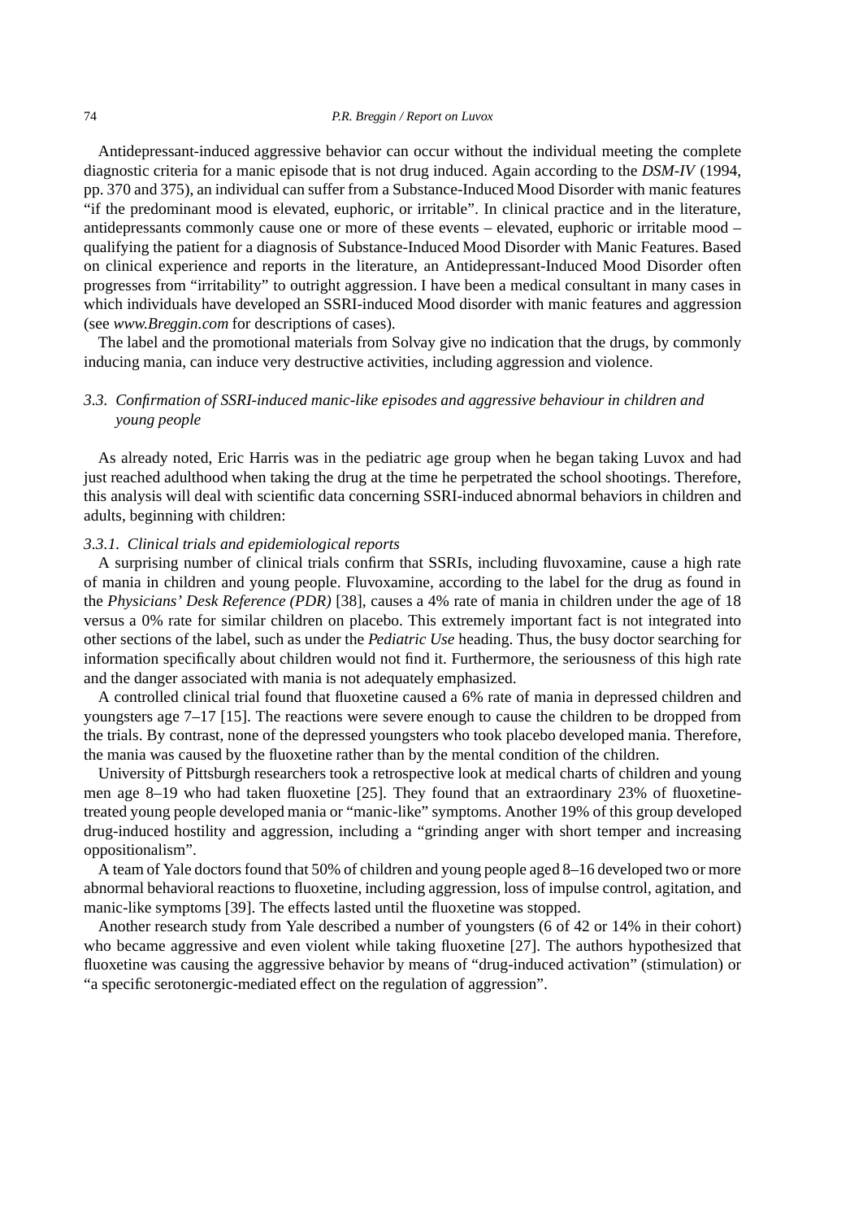Antidepressant-induced aggressive behavior can occur without the individual meeting the complete diagnostic criteria for a manic episode that is not drug induced. Again according to the *DSM-IV* (1994, pp. 370 and 375), an individual can suffer from a Substance-Induced Mood Disorder with manic features "if the predominant mood is elevated, euphoric, or irritable". In clinical practice and in the literature, antidepressants commonly cause one or more of these events – elevated, euphoric or irritable mood – qualifying the patient for a diagnosis of Substance-Induced Mood Disorder with Manic Features. Based on clinical experience and reports in the literature, an Antidepressant-Induced Mood Disorder often progresses from "irritability" to outright aggression. I have been a medical consultant in many cases in which individuals have developed an SSRI-induced Mood disorder with manic features and aggression (see *www.Breggin.com* for descriptions of cases).

The label and the promotional materials from Solvay give no indication that the drugs, by commonly inducing mania, can induce very destructive activities, including aggression and violence.

### *3.3. Confirmation of SSRI-induced manic-like episodes and aggressive behaviour in children and young people*

As already noted, Eric Harris was in the pediatric age group when he began taking Luvox and had just reached adulthood when taking the drug at the time he perpetrated the school shootings. Therefore, this analysis will deal with scientific data concerning SSRI-induced abnormal behaviors in children and adults, beginning with children:

#### *3.3.1. Clinical trials and epidemiological reports*

A surprising number of clinical trials confirm that SSRIs, including fluvoxamine, cause a high rate of mania in children and young people. Fluvoxamine, according to the label for the drug as found in the *Physicians' Desk Reference (PDR)* [38], causes a 4% rate of mania in children under the age of 18 versus a 0% rate for similar children on placebo. This extremely important fact is not integrated into other sections of the label, such as under the *Pediatric Use* heading. Thus, the busy doctor searching for information specifically about children would not find it. Furthermore, the seriousness of this high rate and the danger associated with mania is not adequately emphasized.

A controlled clinical trial found that fluoxetine caused a 6% rate of mania in depressed children and youngsters age 7–17 [15]. The reactions were severe enough to cause the children to be dropped from the trials. By contrast, none of the depressed youngsters who took placebo developed mania. Therefore, the mania was caused by the fluoxetine rather than by the mental condition of the children.

University of Pittsburgh researchers took a retrospective look at medical charts of children and young men age 8–19 who had taken fluoxetine [25]. They found that an extraordinary 23% of fluoxetine-treated young people developed mania or "manic-like" symptoms. Another 19% of this group developed drug-induced hostility and aggression, including a "grinding anger with short temper and increasing oppositionalism".

A team of Yale doctors found that 50% of children and young people aged 8–16 developed two or more abnormal behavioral reactions to fluoxetine, including aggression, loss of impulse control, agitation, and manic-like symptoms [39]. The effects lasted until the fluoxetine was stopped.

Another research study from Yale described a number of youngsters (6 of 42 or 14% in their cohort) who became aggressive and even violent while taking fluoxetine [27]. The authors hypothesized that fluoxetine was causing the aggressive behavior by means of "drug-induced activation" (stimulation) or "a specific serotonergic-mediated effect on the regulation of aggression".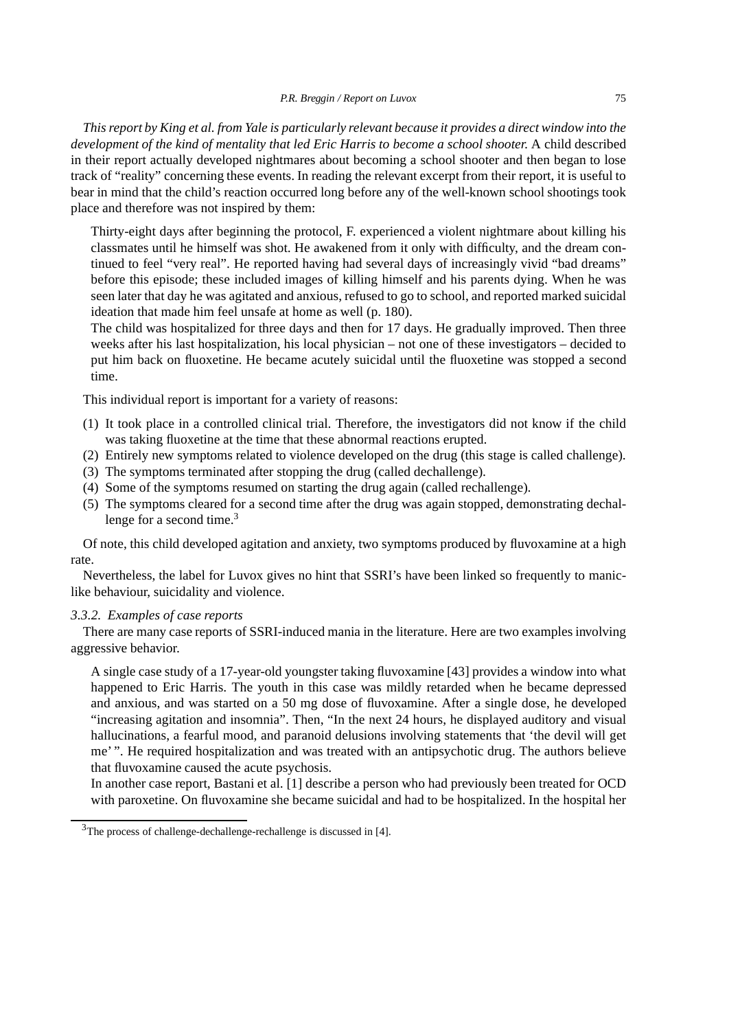*This report by King et al. from Yale is particularly relevant because it provides a direct window into the development of the kind of mentality that led Eric Harris to become a school shooter.* A child described in their report actually developed nightmares about becoming a school shooter and then began to lose track of "reality" concerning these events. In reading the relevant excerpt from their report, it is useful to bear in mind that the child's reaction occurred long before any of the well-known school shootings took place and therefore was not inspired by them:

> Thirty-eight days after beginning the protocol, F. experienced a violent nightmare about killing his classmates until he himself was shot. He awakened from it only with difficulty, and the dream continued to feel "very real". He reported having had several days of increasingly vivid "bad dreams" before this episode; these included images of killing himself and his parents dying. When he was seen later that day he was agitated and anxious, refused to go to school, and reported marked suicidal ideation that made him feel unsafe at home as well (p. 180).
>
> The child was hospitalized for three days and then for 17 days. He gradually improved. Then three weeks after his last hospitalization, his local physician – not one of these investigators – decided to put him back on fluoxetine. He became acutely suicidal until the fluoxetine was stopped a second time.

This individual report is important for a variety of reasons:

1. It took place in a controlled clinical trial. Therefore, the investigators did not know if the child was taking fluoxetine at the time that these abnormal reactions erupted.
2. Entirely new symptoms related to violence developed on the drug (this stage is called challenge).
3. The symptoms terminated after stopping the drug (called dechallenge).
4. Some of the symptoms resumed on starting the drug again (called rechallenge).
5. The symptoms cleared for a second time after the drug was again stopped, demonstrating dechallenge for a second time.[3]

Of note, this child developed agitation and anxiety, two symptoms produced by fluvoxamine at a high rate.

Nevertheless, the label for Luvox gives no hint that SSRI's have been linked so frequently to manic-like behaviour, suicidality and violence.

### *3.3.2. Examples of case reports*

There are many case reports of SSRI-induced mania in the literature. Here are two examples involving aggressive behavior.

> A single case study of a 17-year-old youngster taking fluvoxamine [43] provides a window into what happened to Eric Harris. The youth in this case was mildly retarded when he became depressed and anxious, and was started on a 50 mg dose of fluvoxamine. After a single dose, he developed "increasing agitation and insomnia". Then, "In the next 24 hours, he displayed auditory and visual hallucinations, a fearful mood, and paranoid delusions involving statements that 'the devil will get me' ". He required hospitalization and was treated with an antipsychotic drug. The authors believe that fluvoxamine caused the acute psychosis.
>
> In another case report, Bastani et al. [1] describe a person who had previously been treated for OCD with paroxetine. On fluvoxamine she became suicidal and had to be hospitalized. In the hospital her

[3] The process of challenge-dechallenge-rechallenge is discussed in [4].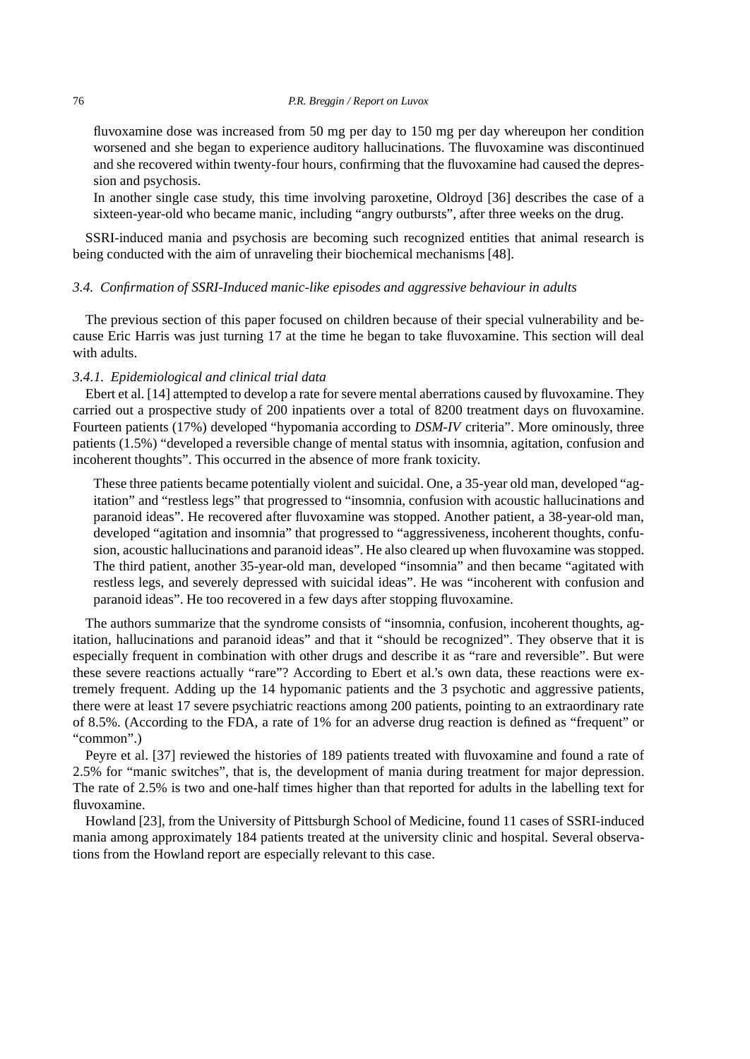fluvoxamine dose was increased from 50 mg per day to 150 mg per day whereupon her condition worsened and she began to experience auditory hallucinations. The fluvoxamine was discontinued and she recovered within twenty-four hours, confirming that the fluvoxamine had caused the depression and psychosis.

In another single case study, this time involving paroxetine, Oldroyd [36] describes the case of a sixteen-year-old who became manic, including "angry outbursts", after three weeks on the drug.

SSRI-induced mania and psychosis are becoming such recognized entities that animal research is being conducted with the aim of unraveling their biochemical mechanisms [48].

### *3.4. Confirmation of SSRI-Induced manic-like episodes and aggressive behaviour in adults*

The previous section of this paper focused on children because of their special vulnerability and because Eric Harris was just turning 17 at the time he began to take fluvoxamine. This section will deal with adults.

#### *3.4.1. Epidemiological and clinical trial data*

Ebert et al. [14] attempted to develop a rate for severe mental aberrations caused by fluvoxamine. They carried out a prospective study of 200 inpatients over a total of 8200 treatment days on fluvoxamine. Fourteen patients (17%) developed "hypomania according to *DSM-IV* criteria". More ominously, three patients (1.5%) "developed a reversible change of mental status with insomnia, agitation, confusion and incoherent thoughts". This occurred in the absence of more frank toxicity.

These three patients became potentially violent and suicidal. One, a 35-year old man, developed "agitation" and "restless legs" that progressed to "insomnia, confusion with acoustic hallucinations and paranoid ideas". He recovered after fluvoxamine was stopped. Another patient, a 38-year-old man, developed "agitation and insomnia" that progressed to "aggressiveness, incoherent thoughts, confusion, acoustic hallucinations and paranoid ideas". He also cleared up when fluvoxamine was stopped. The third patient, another 35-year-old man, developed "insomnia" and then became "agitated with restless legs, and severely depressed with suicidal ideas". He was "incoherent with confusion and paranoid ideas". He too recovered in a few days after stopping fluvoxamine.

The authors summarize that the syndrome consists of "insomnia, confusion, incoherent thoughts, agitation, hallucinations and paranoid ideas" and that it "should be recognized". They observe that it is especially frequent in combination with other drugs and describe it as "rare and reversible". But were these severe reactions actually "rare"? According to Ebert et al.'s own data, these reactions were extremely frequent. Adding up the 14 hypomanic patients and the 3 psychotic and aggressive patients, there were at least 17 severe psychiatric reactions among 200 patients, pointing to an extraordinary rate of 8.5%. (According to the FDA, a rate of 1% for an adverse drug reaction is defined as "frequent" or "common".)

Peyre et al. [37] reviewed the histories of 189 patients treated with fluvoxamine and found a rate of 2.5% for "manic switches", that is, the development of mania during treatment for major depression. The rate of 2.5% is two and one-half times higher than that reported for adults in the labelling text for fluvoxamine.

Howland [23], from the University of Pittsburgh School of Medicine, found 11 cases of SSRI-induced mania among approximately 184 patients treated at the university clinic and hospital. Several observations from the Howland report are especially relevant to this case.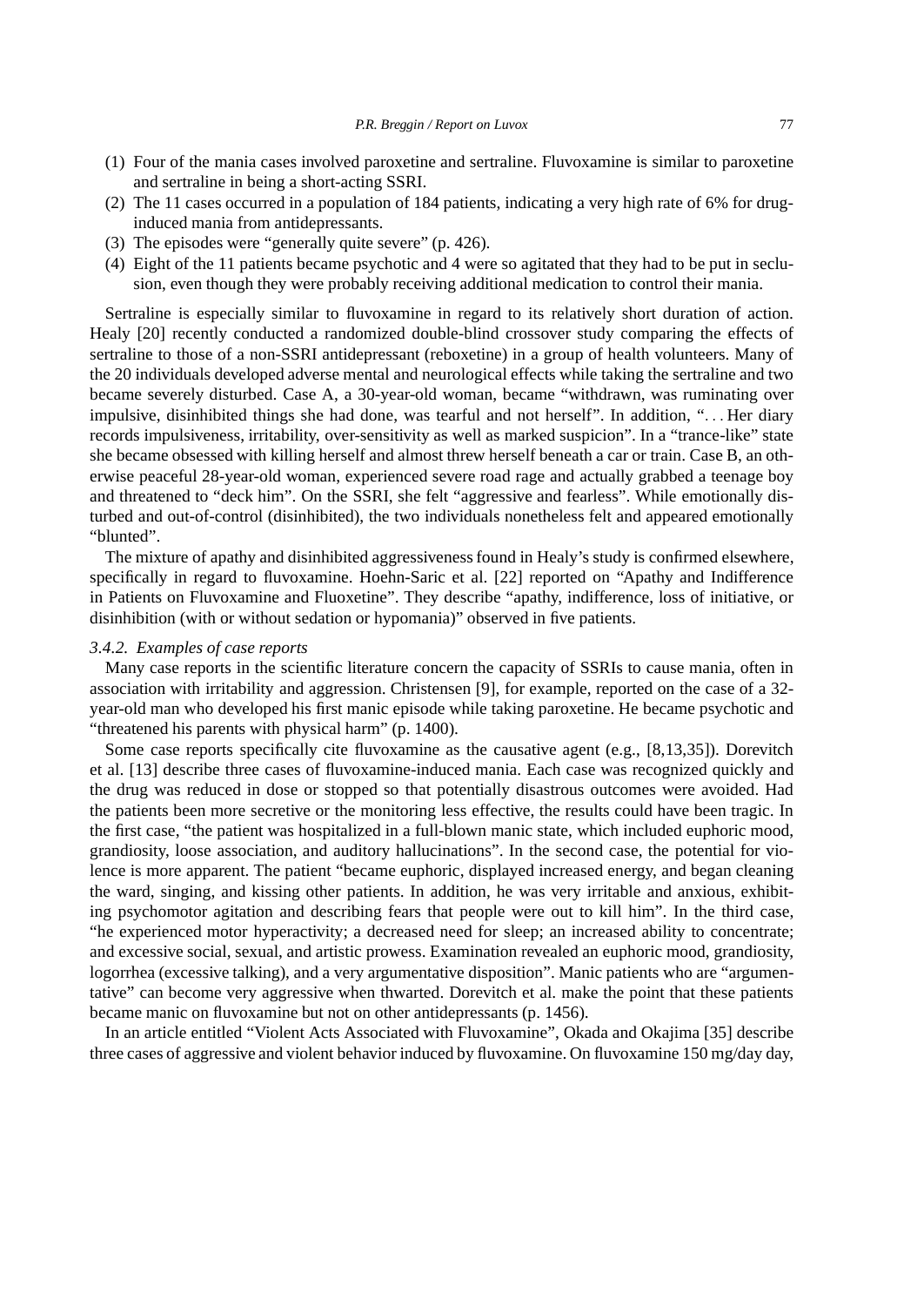(1) Four of the mania cases involved paroxetine and sertraline. Fluvoxamine is similar to paroxetine and sertraline in being a short-acting SSRI.
(2) The 11 cases occurred in a population of 184 patients, indicating a very high rate of 6% for drug-induced mania from antidepressants.
(3) The episodes were "generally quite severe" (p. 426).
(4) Eight of the 11 patients became psychotic and 4 were so agitated that they had to be put in seclusion, even though they were probably receiving additional medication to control their mania.

Sertraline is especially similar to fluvoxamine in regard to its relatively short duration of action. Healy [20] recently conducted a randomized double-blind crossover study comparing the effects of sertraline to those of a non-SSRI antidepressant (reboxetine) in a group of health volunteers. Many of the 20 individuals developed adverse mental and neurological effects while taking the sertraline and two became severely disturbed. Case A, a 30-year-old woman, became "withdrawn, was ruminating over impulsive, disinhibited things she had done, was tearful and not herself". In addition, "... Her diary records impulsiveness, irritability, over-sensitivity as well as marked suspicion". In a "trance-like" state she became obsessed with killing herself and almost threw herself beneath a car or train. Case B, an otherwise peaceful 28-year-old woman, experienced severe road rage and actually grabbed a teenage boy and threatened to "deck him". On the SSRI, she felt "aggressive and fearless". While emotionally disturbed and out-of-control (disinhibited), the two individuals nonetheless felt and appeared emotionally "blunted".

The mixture of apathy and disinhibited aggressiveness found in Healy's study is confirmed elsewhere, specifically in regard to fluvoxamine. Hoehn-Saric et al. [22] reported on "Apathy and Indifference in Patients on Fluvoxamine and Fluoxetine". They describe "apathy, indifference, loss of initiative, or disinhibition (with or without sedation or hypomania)" observed in five patients.

### *3.4.2. Examples of case reports*

Many case reports in the scientific literature concern the capacity of SSRIs to cause mania, often in association with irritability and aggression. Christensen [9], for example, reported on the case of a 32-year-old man who developed his first manic episode while taking paroxetine. He became psychotic and "threatened his parents with physical harm" (p. 1400).

Some case reports specifically cite fluvoxamine as the causative agent (e.g., [8,13,35]). Dorevitch et al. [13] describe three cases of fluvoxamine-induced mania. Each case was recognized quickly and the drug was reduced in dose or stopped so that potentially disastrous outcomes were avoided. Had the patients been more secretive or the monitoring less effective, the results could have been tragic. In the first case, "the patient was hospitalized in a full-blown manic state, which included euphoric mood, grandiosity, loose association, and auditory hallucinations". In the second case, the potential for violence is more apparent. The patient "became euphoric, displayed increased energy, and began cleaning the ward, singing, and kissing other patients. In addition, he was very irritable and anxious, exhibiting psychomotor agitation and describing fears that people were out to kill him". In the third case, "he experienced motor hyperactivity; a decreased need for sleep; an increased ability to concentrate; and excessive social, sexual, and artistic prowess. Examination revealed an euphoric mood, grandiosity, logorrhea (excessive talking), and a very argumentative disposition". Manic patients who are "argumentative" can become very aggressive when thwarted. Dorevitch et al. make the point that these patients became manic on fluvoxamine but not on other antidepressants (p. 1456).

In an article entitled "Violent Acts Associated with Fluvoxamine", Okada and Okajima [35] describe three cases of aggressive and violent behavior induced by fluvoxamine. On fluvoxamine 150 mg/day day,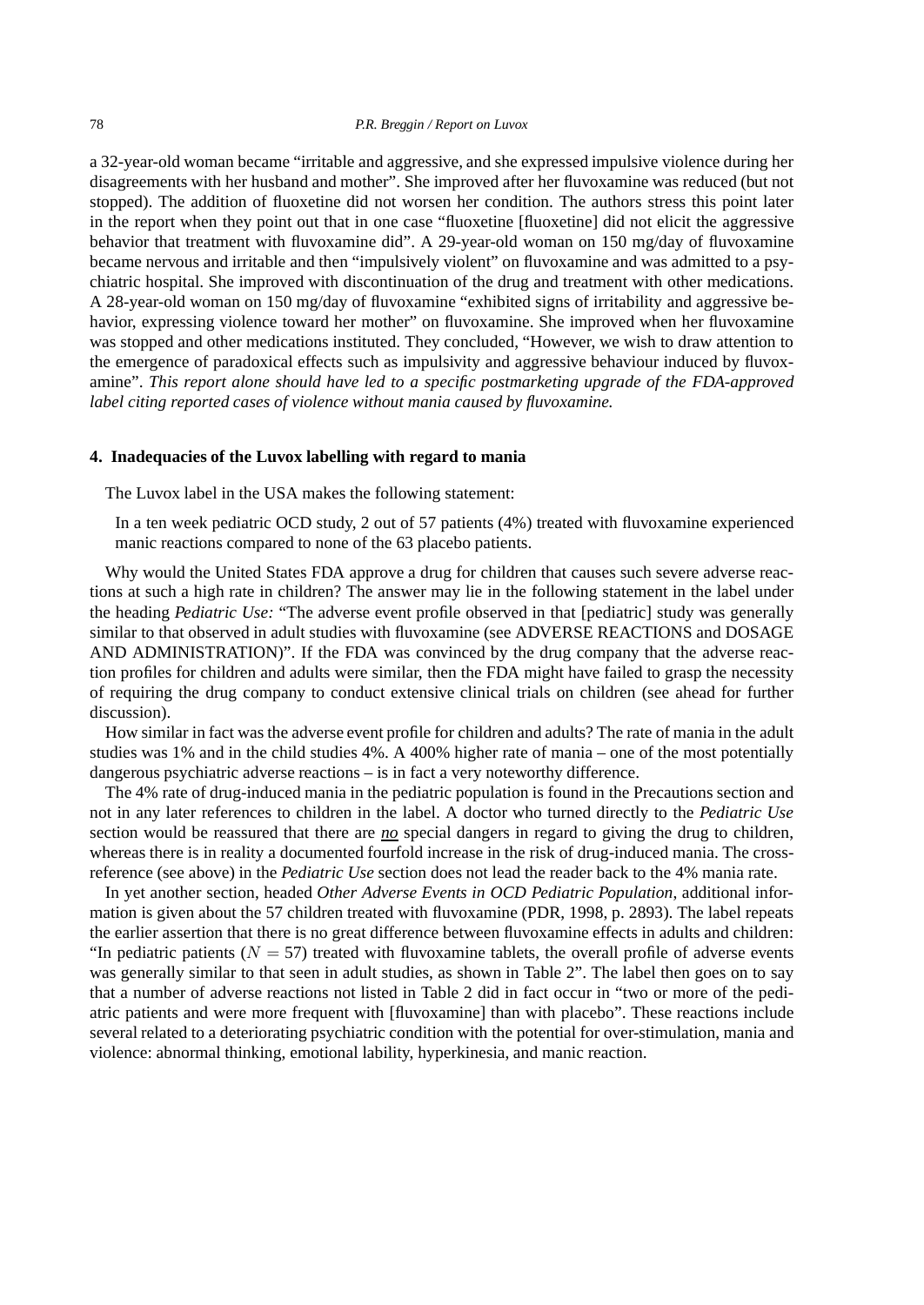a 32-year-old woman became "irritable and aggressive, and she expressed impulsive violence during her disagreements with her husband and mother". She improved after her fluvoxamine was reduced (but not stopped). The addition of fluoxetine did not worsen her condition. The authors stress this point later in the report when they point out that in one case "fluoxetine [fluoxetine] did not elicit the aggressive behavior that treatment with fluvoxamine did". A 29-year-old woman on 150 mg/day of fluvoxamine became nervous and irritable and then "impulsively violent" on fluvoxamine and was admitted to a psychiatric hospital. She improved with discontinuation of the drug and treatment with other medications. A 28-year-old woman on 150 mg/day of fluvoxamine "exhibited signs of irritability and aggressive behavior, expressing violence toward her mother" on fluvoxamine. She improved when her fluvoxamine was stopped and other medications instituted. They concluded, "However, we wish to draw attention to the emergence of paradoxical effects such as impulsivity and aggressive behaviour induced by fluvoxamine". *This report alone should have led to a specific postmarketing upgrade of the FDA-approved label citing reported cases of violence without mania caused by fluvoxamine.*

## 4. Inadequacies of the Luvox labelling with regard to mania

The Luvox label in the USA makes the following statement:

> In a ten week pediatric OCD study, 2 out of 57 patients (4%) treated with fluvoxamine experienced manic reactions compared to none of the 63 placebo patients.

Why would the United States FDA approve a drug for children that causes such severe adverse reactions at such a high rate in children? The answer may lie in the following statement in the label under the heading *Pediatric Use:* "The adverse event profile observed in that [pediatric] study was generally similar to that observed in adult studies with fluvoxamine (see ADVERSE REACTIONS and DOSAGE AND ADMINISTRATION)". If the FDA was convinced by the drug company that the adverse reaction profiles for children and adults were similar, then the FDA might have failed to grasp the necessity of requiring the drug company to conduct extensive clinical trials on children (see ahead for further discussion).

How similar in fact was the adverse event profile for children and adults? The rate of mania in the adult studies was 1% and in the child studies 4%. A 400% higher rate of mania – one of the most potentially dangerous psychiatric adverse reactions – is in fact a very noteworthy difference.

The 4% rate of drug-induced mania in the pediatric population is found in the Precautions section and not in any later references to children in the label. A doctor who turned directly to the *Pediatric Use* section would be reassured that there are *<u>no</u>* special dangers in regard to giving the drug to children, whereas there is in reality a documented fourfold increase in the risk of drug-induced mania. The cross-reference (see above) in the *Pediatric Use* section does not lead the reader back to the 4% mania rate.

In yet another section, headed *Other Adverse Events in OCD Pediatric Population*, additional information is given about the 57 children treated with fluvoxamine (PDR, 1998, p. 2893). The label repeats the earlier assertion that there is no great difference between fluvoxamine effects in adults and children: "In pediatric patients ($N = 57$) treated with fluvoxamine tablets, the overall profile of adverse events was generally similar to that seen in adult studies, as shown in Table 2". The label then goes on to say that a number of adverse reactions not listed in Table 2 did in fact occur in "two or more of the pediatric patients and were more frequent with [fluvoxamine] than with placebo". These reactions include several related to a deteriorating psychiatric condition with the potential for over-stimulation, mania and violence: abnormal thinking, emotional lability, hyperkinesia, and manic reaction.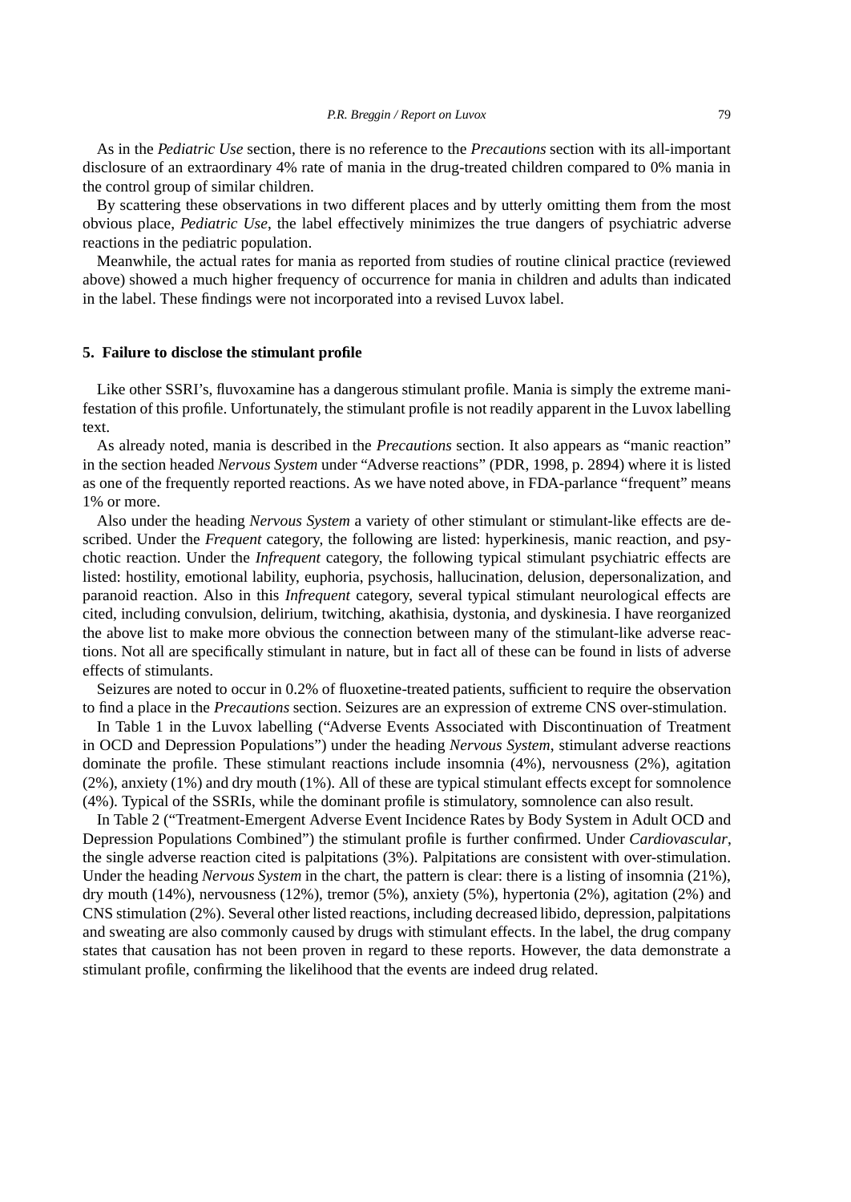As in the *Pediatric Use* section, there is no reference to the *Precautions* section with its all-important disclosure of an extraordinary 4% rate of mania in the drug-treated children compared to 0% mania in the control group of similar children.

By scattering these observations in two different places and by utterly omitting them from the most obvious place, *Pediatric Use*, the label effectively minimizes the true dangers of psychiatric adverse reactions in the pediatric population.

Meanwhile, the actual rates for mania as reported from studies of routine clinical practice (reviewed above) showed a much higher frequency of occurrence for mania in children and adults than indicated in the label. These findings were not incorporated into a revised Luvox label.

## 5. Failure to disclose the stimulant profile

Like other SSRI's, fluvoxamine has a dangerous stimulant profile. Mania is simply the extreme manifestation of this profile. Unfortunately, the stimulant profile is not readily apparent in the Luvox labelling text.

As already noted, mania is described in the *Precautions* section. It also appears as "manic reaction" in the section headed *Nervous System* under "Adverse reactions" (PDR, 1998, p. 2894) where it is listed as one of the frequently reported reactions. As we have noted above, in FDA-parlance "frequent" means 1% or more.

Also under the heading *Nervous System* a variety of other stimulant or stimulant-like effects are described. Under the *Frequent* category, the following are listed: hyperkinesis, manic reaction, and psychotic reaction. Under the *Infrequent* category, the following typical stimulant psychiatric effects are listed: hostility, emotional lability, euphoria, psychosis, hallucination, delusion, depersonalization, and paranoid reaction. Also in this *Infrequent* category, several typical stimulant neurological effects are cited, including convulsion, delirium, twitching, akathisia, dystonia, and dyskinesia. I have reorganized the above list to make more obvious the connection between many of the stimulant-like adverse reactions. Not all are specifically stimulant in nature, but in fact all of these can be found in lists of adverse effects of stimulants.

Seizures are noted to occur in 0.2% of fluoxetine-treated patients, sufficient to require the observation to find a place in the *Precautions* section. Seizures are an expression of extreme CNS over-stimulation.

In Table 1 in the Luvox labelling ("Adverse Events Associated with Discontinuation of Treatment in OCD and Depression Populations") under the heading *Nervous System*, stimulant adverse reactions dominate the profile. These stimulant reactions include insomnia (4%), nervousness (2%), agitation (2%), anxiety (1%) and dry mouth (1%). All of these are typical stimulant effects except for somnolence (4%). Typical of the SSRIs, while the dominant profile is stimulatory, somnolence can also result.

In Table 2 ("Treatment-Emergent Adverse Event Incidence Rates by Body System in Adult OCD and Depression Populations Combined") the stimulant profile is further confirmed. Under *Cardiovascular*, the single adverse reaction cited is palpitations (3%). Palpitations are consistent with over-stimulation. Under the heading *Nervous System* in the chart, the pattern is clear: there is a listing of insomnia (21%), dry mouth (14%), nervousness (12%), tremor (5%), anxiety (5%), hypertonia (2%), agitation (2%) and CNS stimulation (2%). Several other listed reactions, including decreased libido, depression, palpitations and sweating are also commonly caused by drugs with stimulant effects. In the label, the drug company states that causation has not been proven in regard to these reports. However, the data demonstrate a stimulant profile, confirming the likelihood that the events are indeed drug related.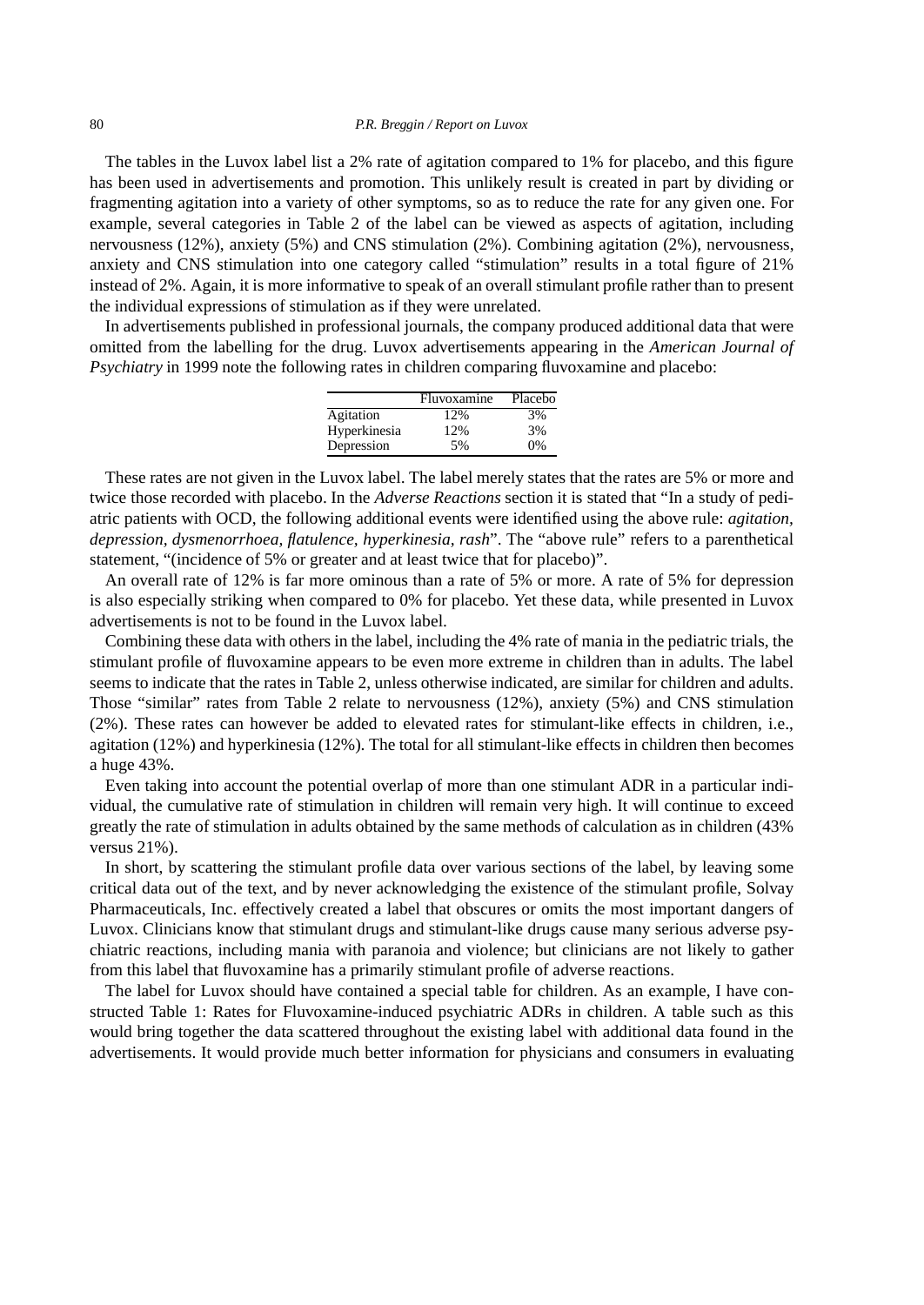The tables in the Luvox label list a 2% rate of agitation compared to 1% for placebo, and this figure has been used in advertisements and promotion. This unlikely result is created in part by dividing or fragmenting agitation into a variety of other symptoms, so as to reduce the rate for any given one. For example, several categories in Table 2 of the label can be viewed as aspects of agitation, including nervousness (12%), anxiety (5%) and CNS stimulation (2%). Combining agitation (2%), nervousness, anxiety and CNS stimulation into one category called "stimulation" results in a total figure of 21% instead of 2%. Again, it is more informative to speak of an overall stimulant profile rather than to present the individual expressions of stimulation as if they were unrelated.

In advertisements published in professional journals, the company produced additional data that were omitted from the labelling for the drug. Luvox advertisements appearing in the *American Journal of Psychiatry* in 1999 note the following rates in children comparing fluvoxamine and placebo:

| | Fluvoxamine | Placebo |
|---|---|---|
| Agitation | 12% | 3% |
| Hyperkinesia | 12% | 3% |
| Depression | 5% | 0% |

These rates are not given in the Luvox label. The label merely states that the rates are 5% or more and twice those recorded with placebo. In the *Adverse Reactions* section it is stated that "In a study of pediatric patients with OCD, the following additional events were identified using the above rule: *agitation, depression, dysmenorrhoea, flatulence, hyperkinesia, rash*". The "above rule" refers to a parenthetical statement, "(incidence of 5% or greater and at least twice that for placebo)".

An overall rate of 12% is far more ominous than a rate of 5% or more. A rate of 5% for depression is also especially striking when compared to 0% for placebo. Yet these data, while presented in Luvox advertisements is not to be found in the Luvox label.

Combining these data with others in the label, including the 4% rate of mania in the pediatric trials, the stimulant profile of fluvoxamine appears to be even more extreme in children than in adults. The label seems to indicate that the rates in Table 2, unless otherwise indicated, are similar for children and adults. Those "similar" rates from Table 2 relate to nervousness (12%), anxiety (5%) and CNS stimulation (2%). These rates can however be added to elevated rates for stimulant-like effects in children, i.e., agitation (12%) and hyperkinesia (12%). The total for all stimulant-like effects in children then becomes a huge 43%.

Even taking into account the potential overlap of more than one stimulant ADR in a particular individual, the cumulative rate of stimulation in children will remain very high. It will continue to exceed greatly the rate of stimulation in adults obtained by the same methods of calculation as in children (43% versus 21%).

In short, by scattering the stimulant profile data over various sections of the label, by leaving some critical data out of the text, and by never acknowledging the existence of the stimulant profile, Solvay Pharmaceuticals, Inc. effectively created a label that obscures or omits the most important dangers of Luvox. Clinicians know that stimulant drugs and stimulant-like drugs cause many serious adverse psychiatric reactions, including mania with paranoia and violence; but clinicians are not likely to gather from this label that fluvoxamine has a primarily stimulant profile of adverse reactions.

The label for Luvox should have contained a special table for children. As an example, I have constructed Table 1: Rates for Fluvoxamine-induced psychiatric ADRs in children. A table such as this would bring together the data scattered throughout the existing label with additional data found in the advertisements. It would provide much better information for physicians and consumers in evaluating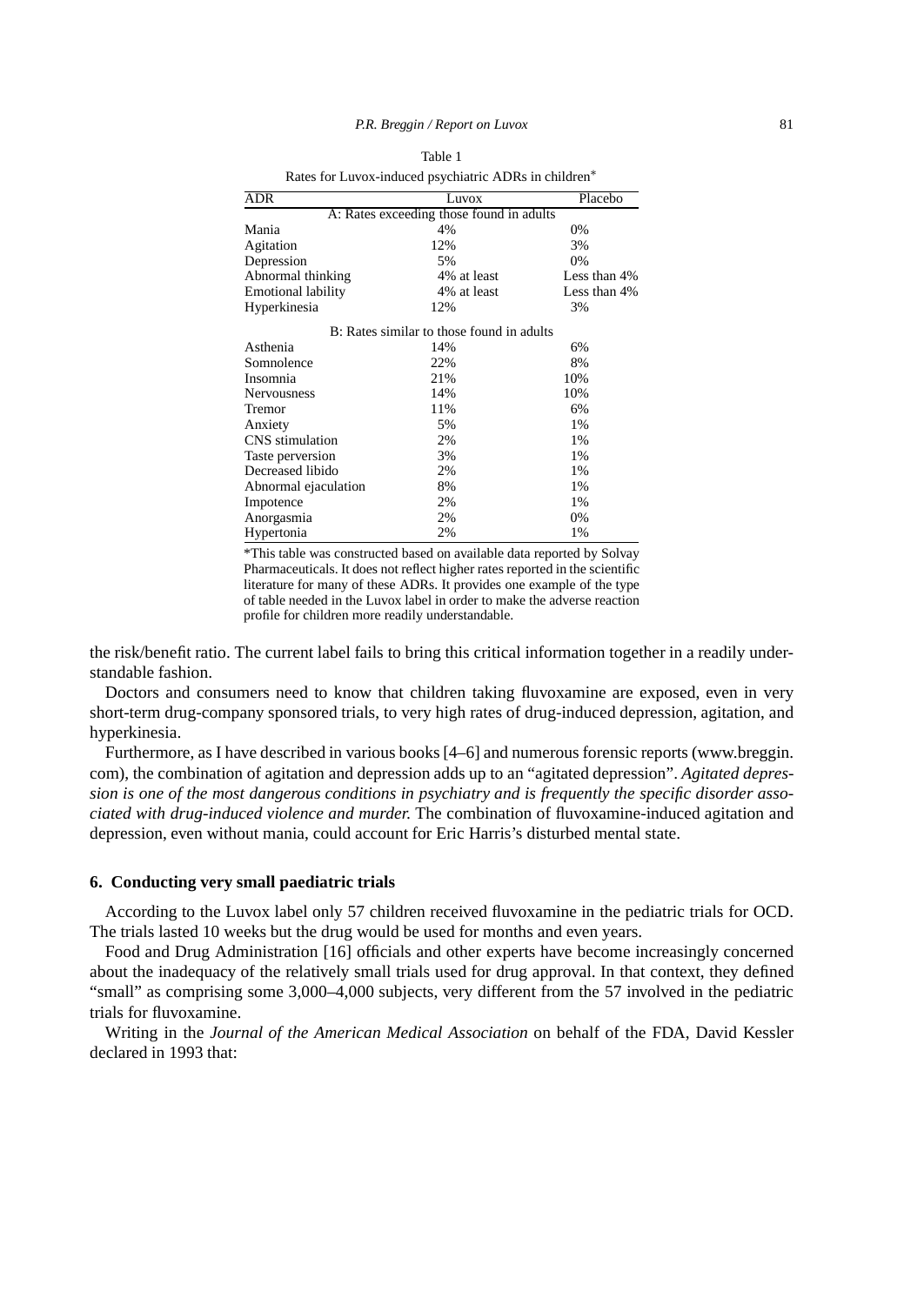Table 1

Rates for Luvox-induced psychiatric ADRs in children*

| ADR | Luvox | Placebo |
|---|---|---|
| A: Rates exceeding those found in adults | | |
| Mania | 4% | 0% |
| Agitation | 12% | 3% |
| Depression | 5% | 0% |
| Abnormal thinking | 4% at least | Less than 4% |
| Emotional lability | 4% at least | Less than 4% |
| Hyperkinesia | 12% | 3% |
| B: Rates similar to those found in adults | | |
| Asthenia | 14% | 6% |
| Somnolence | 22% | 8% |
| Insomnia | 21% | 10% |
| Nervousness | 14% | 10% |
| Tremor | 11% | 6% |
| Anxiety | 5% | 1% |
| CNS stimulation | 2% | 1% |
| Taste perversion | 3% | 1% |
| Decreased libido | 2% | 1% |
| Abnormal ejaculation | 8% | 1% |
| Impotence | 2% | 1% |
| Anorgasmia | 2% | 0% |
| Hypertonia | 2% | 1% |

*This table was constructed based on available data reported by Solvay Pharmaceuticals. It does not reflect higher rates reported in the scientific literature for many of these ADRs. It provides one example of the type of table needed in the Luvox label in order to make the adverse reaction profile for children more readily understandable.

the risk/benefit ratio. The current label fails to bring this critical information together in a readily understandable fashion.

Doctors and consumers need to know that children taking fluvoxamine are exposed, even in very short-term drug-company sponsored trials, to very high rates of drug-induced depression, agitation, and hyperkinesia.

Furthermore, as I have described in various books [4–6] and numerous forensic reports (www.breggin.com), the combination of agitation and depression adds up to an "agitated depression". *Agitated depression is one of the most dangerous conditions in psychiatry and is frequently the specific disorder associated with drug-induced violence and murder.* The combination of fluvoxamine-induced agitation and depression, even without mania, could account for Eric Harris's disturbed mental state.

## 6. Conducting very small paediatric trials

According to the Luvox label only 57 children received fluvoxamine in the pediatric trials for OCD. The trials lasted 10 weeks but the drug would be used for months and even years.

Food and Drug Administration [16] officials and other experts have become increasingly concerned about the inadequacy of the relatively small trials used for drug approval. In that context, they defined "small" as comprising some 3,000–4,000 subjects, very different from the 57 involved in the pediatric trials for fluvoxamine.

Writing in the *Journal of the American Medical Association* on behalf of the FDA, David Kessler declared in 1993 that: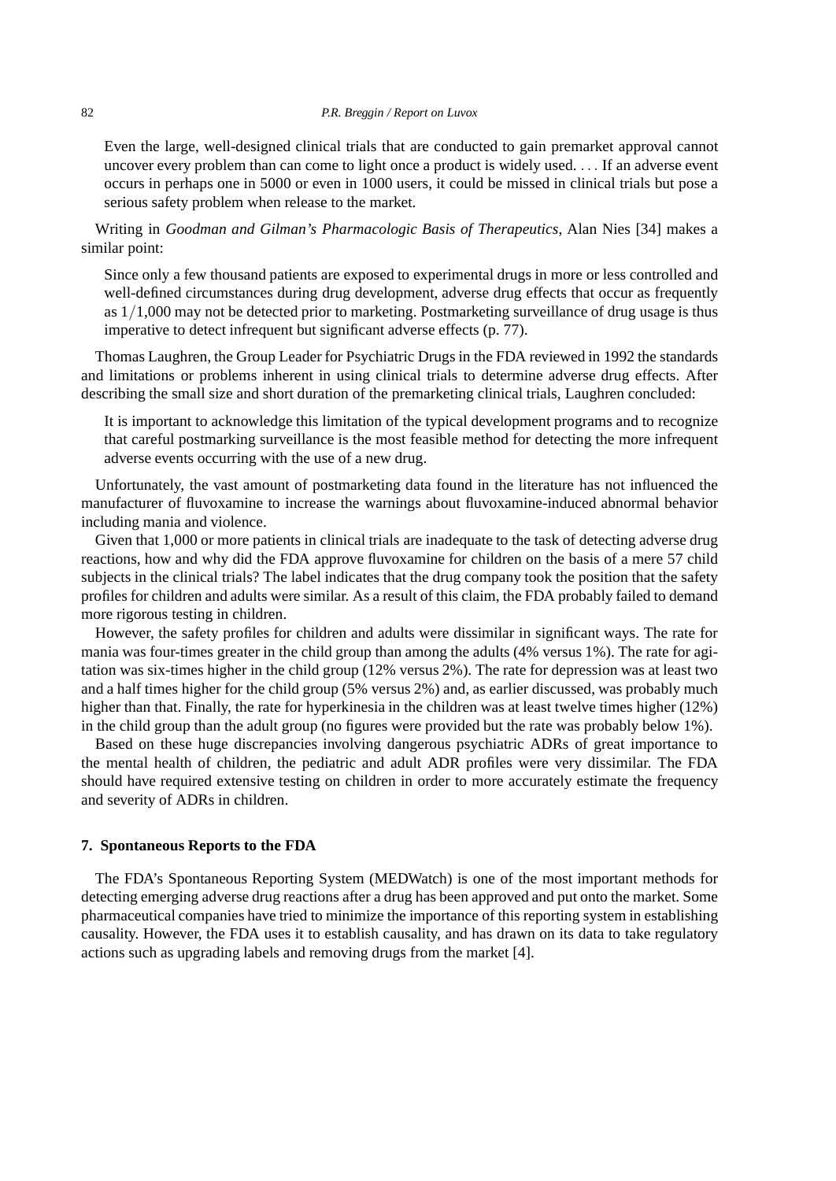> Even the large, well-designed clinical trials that are conducted to gain premarket approval cannot uncover every problem than can come to light once a product is widely used. . . . If an adverse event occurs in perhaps one in 5000 or even in 1000 users, it could be missed in clinical trials but pose a serious safety problem when release to the market.

Writing in *Goodman and Gilman's Pharmacologic Basis of Therapeutics*, Alan Nies [34] makes a similar point:

> Since only a few thousand patients are exposed to experimental drugs in more or less controlled and well-defined circumstances during drug development, adverse drug effects that occur as frequently as $1/1{,}000$ may not be detected prior to marketing. Postmarketing surveillance of drug usage is thus imperative to detect infrequent but significant adverse effects (p. 77).

Thomas Laughren, the Group Leader for Psychiatric Drugs in the FDA reviewed in 1992 the standards and limitations or problems inherent in using clinical trials to determine adverse drug effects. After describing the small size and short duration of the premarketing clinical trials, Laughren concluded:

> It is important to acknowledge this limitation of the typical development programs and to recognize that careful postmarking surveillance is the most feasible method for detecting the more infrequent adverse events occurring with the use of a new drug.

Unfortunately, the vast amount of postmarketing data found in the literature has not influenced the manufacturer of fluvoxamine to increase the warnings about fluvoxamine-induced abnormal behavior including mania and violence.

Given that 1,000 or more patients in clinical trials are inadequate to the task of detecting adverse drug reactions, how and why did the FDA approve fluvoxamine for children on the basis of a mere 57 child subjects in the clinical trials? The label indicates that the drug company took the position that the safety profiles for children and adults were similar. As a result of this claim, the FDA probably failed to demand more rigorous testing in children.

However, the safety profiles for children and adults were dissimilar in significant ways. The rate for mania was four-times greater in the child group than among the adults (4% versus 1%). The rate for agitation was six-times higher in the child group (12% versus 2%). The rate for depression was at least two and a half times higher for the child group (5% versus 2%) and, as earlier discussed, was probably much higher than that. Finally, the rate for hyperkinesia in the children was at least twelve times higher (12%) in the child group than the adult group (no figures were provided but the rate was probably below 1%).

Based on these huge discrepancies involving dangerous psychiatric ADRs of great importance to the mental health of children, the pediatric and adult ADR profiles were very dissimilar. The FDA should have required extensive testing on children in order to more accurately estimate the frequency and severity of ADRs in children.

## 7. Spontaneous Reports to the FDA

The FDA's Spontaneous Reporting System (MEDWatch) is one of the most important methods for detecting emerging adverse drug reactions after a drug has been approved and put onto the market. Some pharmaceutical companies have tried to minimize the importance of this reporting system in establishing causality. However, the FDA uses it to establish causality, and has drawn on its data to take regulatory actions such as upgrading labels and removing drugs from the market [4].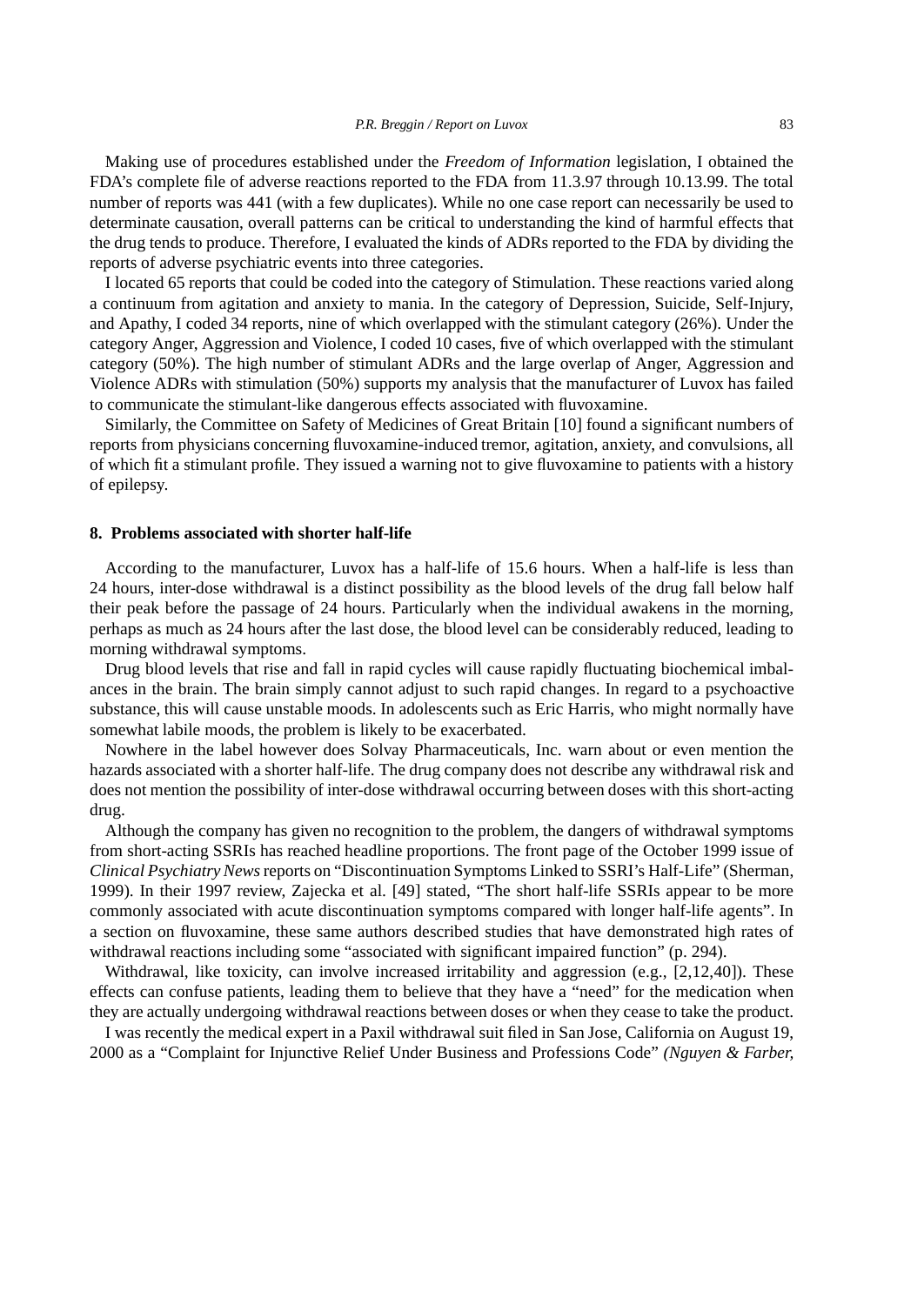Making use of procedures established under the *Freedom of Information* legislation, I obtained the FDA's complete file of adverse reactions reported to the FDA from 11.3.97 through 10.13.99. The total number of reports was 441 (with a few duplicates). While no one case report can necessarily be used to determinate causation, overall patterns can be critical to understanding the kind of harmful effects that the drug tends to produce. Therefore, I evaluated the kinds of ADRs reported to the FDA by dividing the reports of adverse psychiatric events into three categories.

I located 65 reports that could be coded into the category of Stimulation. These reactions varied along a continuum from agitation and anxiety to mania. In the category of Depression, Suicide, Self-Injury, and Apathy, I coded 34 reports, nine of which overlapped with the stimulant category (26%). Under the category Anger, Aggression and Violence, I coded 10 cases, five of which overlapped with the stimulant category (50%). The high number of stimulant ADRs and the large overlap of Anger, Aggression and Violence ADRs with stimulation (50%) supports my analysis that the manufacturer of Luvox has failed to communicate the stimulant-like dangerous effects associated with fluvoxamine.

Similarly, the Committee on Safety of Medicines of Great Britain [10] found a significant numbers of reports from physicians concerning fluvoxamine-induced tremor, agitation, anxiety, and convulsions, all of which fit a stimulant profile. They issued a warning not to give fluvoxamine to patients with a history of epilepsy.

## 8. Problems associated with shorter half-life

According to the manufacturer, Luvox has a half-life of 15.6 hours. When a half-life is less than 24 hours, inter-dose withdrawal is a distinct possibility as the blood levels of the drug fall below half their peak before the passage of 24 hours. Particularly when the individual awakens in the morning, perhaps as much as 24 hours after the last dose, the blood level can be considerably reduced, leading to morning withdrawal symptoms.

Drug blood levels that rise and fall in rapid cycles will cause rapidly fluctuating biochemical imbalances in the brain. The brain simply cannot adjust to such rapid changes. In regard to a psychoactive substance, this will cause unstable moods. In adolescents such as Eric Harris, who might normally have somewhat labile moods, the problem is likely to be exacerbated.

Nowhere in the label however does Solvay Pharmaceuticals, Inc. warn about or even mention the hazards associated with a shorter half-life. The drug company does not describe any withdrawal risk and does not mention the possibility of inter-dose withdrawal occurring between doses with this short-acting drug.

Although the company has given no recognition to the problem, the dangers of withdrawal symptoms from short-acting SSRIs has reached headline proportions. The front page of the October 1999 issue of *Clinical Psychiatry News* reports on "Discontinuation Symptoms Linked to SSRI's Half-Life" (Sherman, 1999). In their 1997 review, Zajecka et al. [49] stated, "The short half-life SSRIs appear to be more commonly associated with acute discontinuation symptoms compared with longer half-life agents". In a section on fluvoxamine, these same authors described studies that have demonstrated high rates of withdrawal reactions including some "associated with significant impaired function" (p. 294).

Withdrawal, like toxicity, can involve increased irritability and aggression (e.g., [2,12,40]). These effects can confuse patients, leading them to believe that they have a "need" for the medication when they are actually undergoing withdrawal reactions between doses or when they cease to take the product.

I was recently the medical expert in a Paxil withdrawal suit filed in San Jose, California on August 19, 2000 as a "Complaint for Injunctive Relief Under Business and Professions Code" *(Nguyen & Farber,*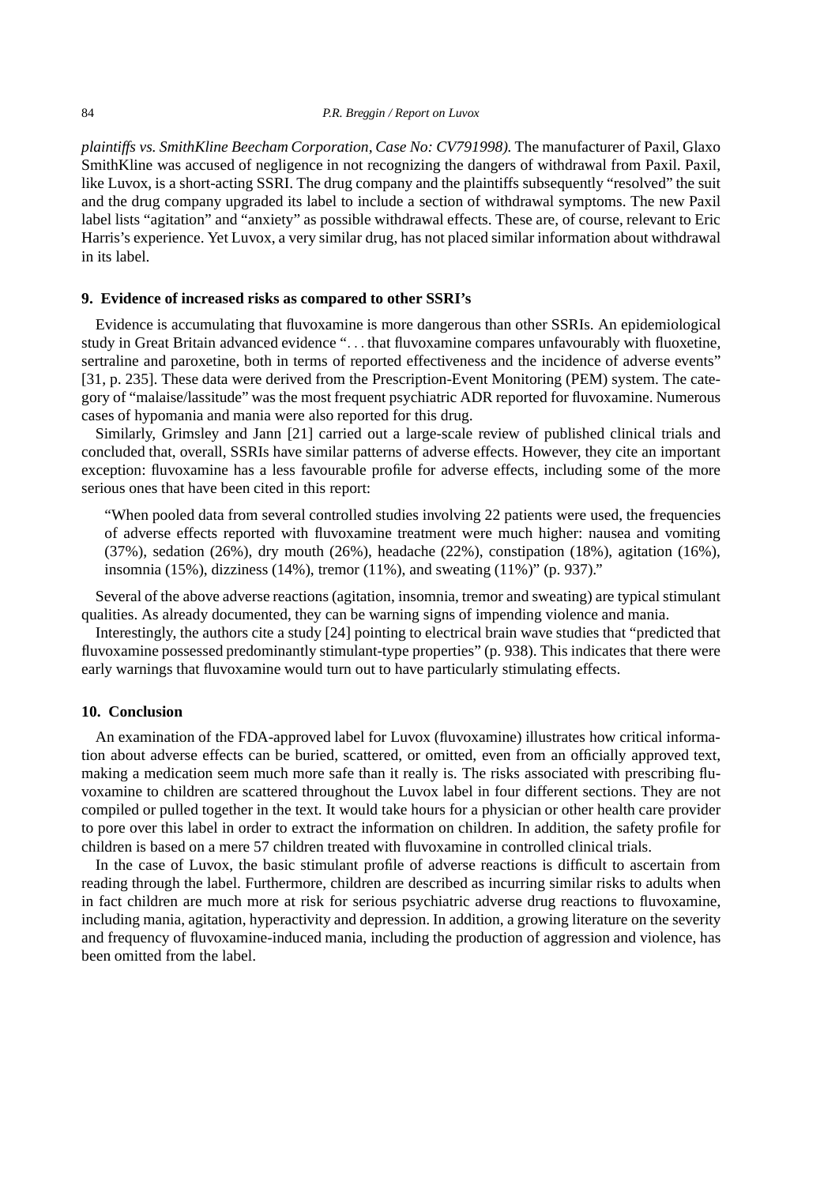*plaintiffs vs. SmithKline Beecham Corporation, Case No: CV791998).* The manufacturer of Paxil, Glaxo SmithKline was accused of negligence in not recognizing the dangers of withdrawal from Paxil. Paxil, like Luvox, is a short-acting SSRI. The drug company and the plaintiffs subsequently "resolved" the suit and the drug company upgraded its label to include a section of withdrawal symptoms. The new Paxil label lists "agitation" and "anxiety" as possible withdrawal effects. These are, of course, relevant to Eric Harris's experience. Yet Luvox, a very similar drug, has not placed similar information about withdrawal in its label.

## 9. Evidence of increased risks as compared to other SSRI's

Evidence is accumulating that fluvoxamine is more dangerous than other SSRIs. An epidemiological study in Great Britain advanced evidence ". . . that fluvoxamine compares unfavourably with fluoxetine, sertraline and paroxetine, both in terms of reported effectiveness and the incidence of adverse events" [31, p. 235]. These data were derived from the Prescription-Event Monitoring (PEM) system. The category of "malaise/lassitude" was the most frequent psychiatric ADR reported for fluvoxamine. Numerous cases of hypomania and mania were also reported for this drug.

Similarly, Grimsley and Jann [21] carried out a large-scale review of published clinical trials and concluded that, overall, SSRIs have similar patterns of adverse effects. However, they cite an important exception: fluvoxamine has a less favourable profile for adverse effects, including some of the more serious ones that have been cited in this report:

> "When pooled data from several controlled studies involving 22 patients were used, the frequencies of adverse effects reported with fluvoxamine treatment were much higher: nausea and vomiting (37%), sedation (26%), dry mouth (26%), headache (22%), constipation (18%), agitation (16%), insomnia (15%), dizziness (14%), tremor (11%), and sweating (11%)" (p. 937)."

Several of the above adverse reactions (agitation, insomnia, tremor and sweating) are typical stimulant qualities. As already documented, they can be warning signs of impending violence and mania.

Interestingly, the authors cite a study [24] pointing to electrical brain wave studies that "predicted that fluvoxamine possessed predominantly stimulant-type properties" (p. 938). This indicates that there were early warnings that fluvoxamine would turn out to have particularly stimulating effects.

## 10. Conclusion

An examination of the FDA-approved label for Luvox (fluvoxamine) illustrates how critical information about adverse effects can be buried, scattered, or omitted, even from an officially approved text, making a medication seem much more safe than it really is. The risks associated with prescribing fluvoxamine to children are scattered throughout the Luvox label in four different sections. They are not compiled or pulled together in the text. It would take hours for a physician or other health care provider to pore over this label in order to extract the information on children. In addition, the safety profile for children is based on a mere 57 children treated with fluvoxamine in controlled clinical trials.

In the case of Luvox, the basic stimulant profile of adverse reactions is difficult to ascertain from reading through the label. Furthermore, children are described as incurring similar risks to adults when in fact children are much more at risk for serious psychiatric adverse drug reactions to fluvoxamine, including mania, agitation, hyperactivity and depression. In addition, a growing literature on the severity and frequency of fluvoxamine-induced mania, including the production of aggression and violence, has been omitted from the label.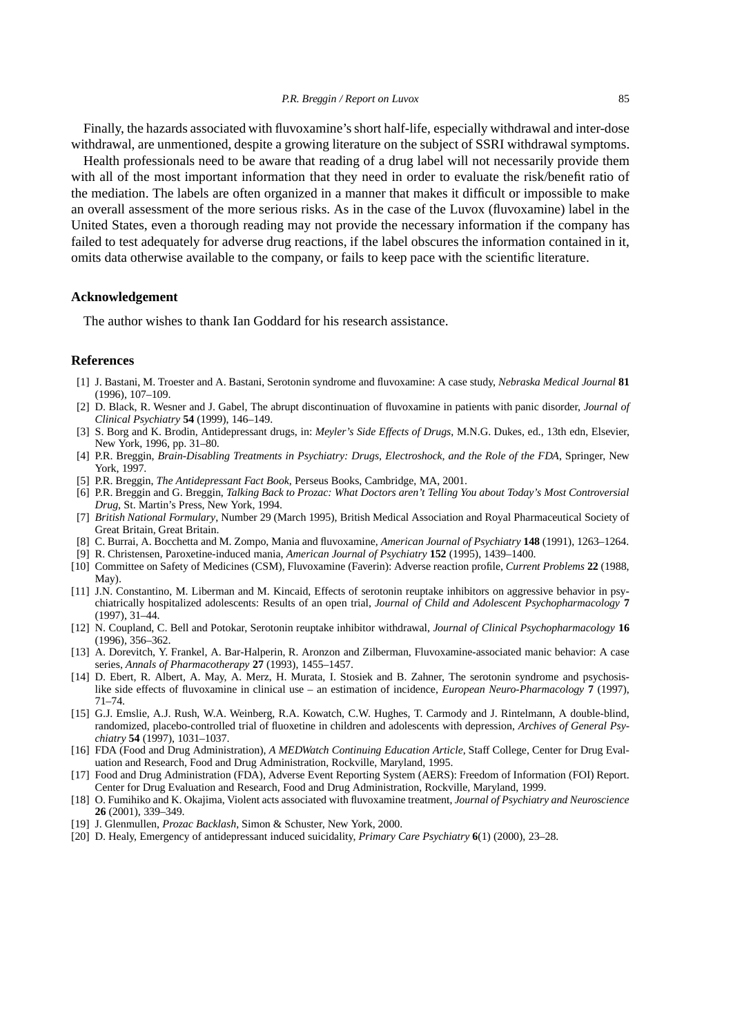Finally, the hazards associated with fluvoxamine's short half-life, especially withdrawal and inter-dose withdrawal, are unmentioned, despite a growing literature on the subject of SSRI withdrawal symptoms.

Health professionals need to be aware that reading of a drug label will not necessarily provide them with all of the most important information that they need in order to evaluate the risk/benefit ratio of the mediation. The labels are often organized in a manner that makes it difficult or impossible to make an overall assessment of the more serious risks. As in the case of the Luvox (fluvoxamine) label in the United States, even a thorough reading may not provide the necessary information if the company has failed to test adequately for adverse drug reactions, if the label obscures the information contained in it, omits data otherwise available to the company, or fails to keep pace with the scientific literature.

## Acknowledgement

The author wishes to thank Ian Goddard for his research assistance.

## References

[1] J. Bastani, M. Troester and A. Bastani, Serotonin syndrome and fluvoxamine: A case study, *Nebraska Medical Journal* **81** (1996), 107–109.

[2] D. Black, R. Wesner and J. Gabel, The abrupt discontinuation of fluvoxamine in patients with panic disorder, *Journal of Clinical Psychiatry* **54** (1999), 146–149.

[3] S. Borg and K. Brodin, Antidepressant drugs, in: *Meyler's Side Effects of Drugs*, M.N.G. Dukes, ed., 13th edn, Elsevier, New York, 1996, pp. 31–80.

[4] P.R. Breggin, *Brain-Disabling Treatments in Psychiatry: Drugs, Electroshock, and the Role of the FDA*, Springer, New York, 1997.

[5] P.R. Breggin, *The Antidepressant Fact Book*, Perseus Books, Cambridge, MA, 2001.

[6] P.R. Breggin and G. Breggin, *Talking Back to Prozac: What Doctors aren't Telling You about Today's Most Controversial Drug*, St. Martin's Press, New York, 1994.

[7] *British National Formulary*, Number 29 (March 1995), British Medical Association and Royal Pharmaceutical Society of Great Britain, Great Britain.

[8] C. Burrai, A. Bocchetta and M. Zompo, Mania and fluvoxamine, *American Journal of Psychiatry* **148** (1991), 1263–1264.

[9] R. Christensen, Paroxetine-induced mania, *American Journal of Psychiatry* **152** (1995), 1439–1400.

[10] Committee on Safety of Medicines (CSM), Fluvoxamine (Faverin): Adverse reaction profile, *Current Problems* **22** (1988, May).

[11] J.N. Constantino, M. Liberman and M. Kincaid, Effects of serotonin reuptake inhibitors on aggressive behavior in psychiatrically hospitalized adolescents: Results of an open trial, *Journal of Child and Adolescent Psychopharmacology* **7** (1997), 31–44.

[12] N. Coupland, C. Bell and Potokar, Serotonin reuptake inhibitor withdrawal, *Journal of Clinical Psychopharmacology* **16** (1996), 356–362.

[13] A. Dorevitch, Y. Frankel, A. Bar-Halperin, R. Aronzon and Zilberman, Fluvoxamine-associated manic behavior: A case series, *Annals of Pharmacotherapy* **27** (1993), 1455–1457.

[14] D. Ebert, R. Albert, A. May, A. Merz, H. Murata, I. Stosiek and B. Zahner, The serotonin syndrome and psychosis-like side effects of fluvoxamine in clinical use – an estimation of incidence, *European Neuro-Pharmacology* **7** (1997), 71–74.

[15] G.J. Emslie, A.J. Rush, W.A. Weinberg, R.A. Kowatch, C.W. Hughes, T. Carmody and J. Rintelmann, A double-blind, randomized, placebo-controlled trial of fluoxetine in children and adolescents with depression, *Archives of General Psychiatry* **54** (1997), 1031–1037.

[16] FDA (Food and Drug Administration), *A MEDWatch Continuing Education Article*, Staff College, Center for Drug Evaluation and Research, Food and Drug Administration, Rockville, Maryland, 1995.

[17] Food and Drug Administration (FDA), Adverse Event Reporting System (AERS): Freedom of Information (FOI) Report. Center for Drug Evaluation and Research, Food and Drug Administration, Rockville, Maryland, 1999.

[18] O. Fumihiko and K. Okajima, Violent acts associated with fluvoxamine treatment, *Journal of Psychiatry and Neuroscience* **26** (2001), 339–349.

[19] J. Glenmullen, *Prozac Backlash*, Simon & Schuster, New York, 2000.

[20] D. Healy, Emergency of antidepressant induced suicidality, *Primary Care Psychiatry* **6**(1) (2000), 23–28.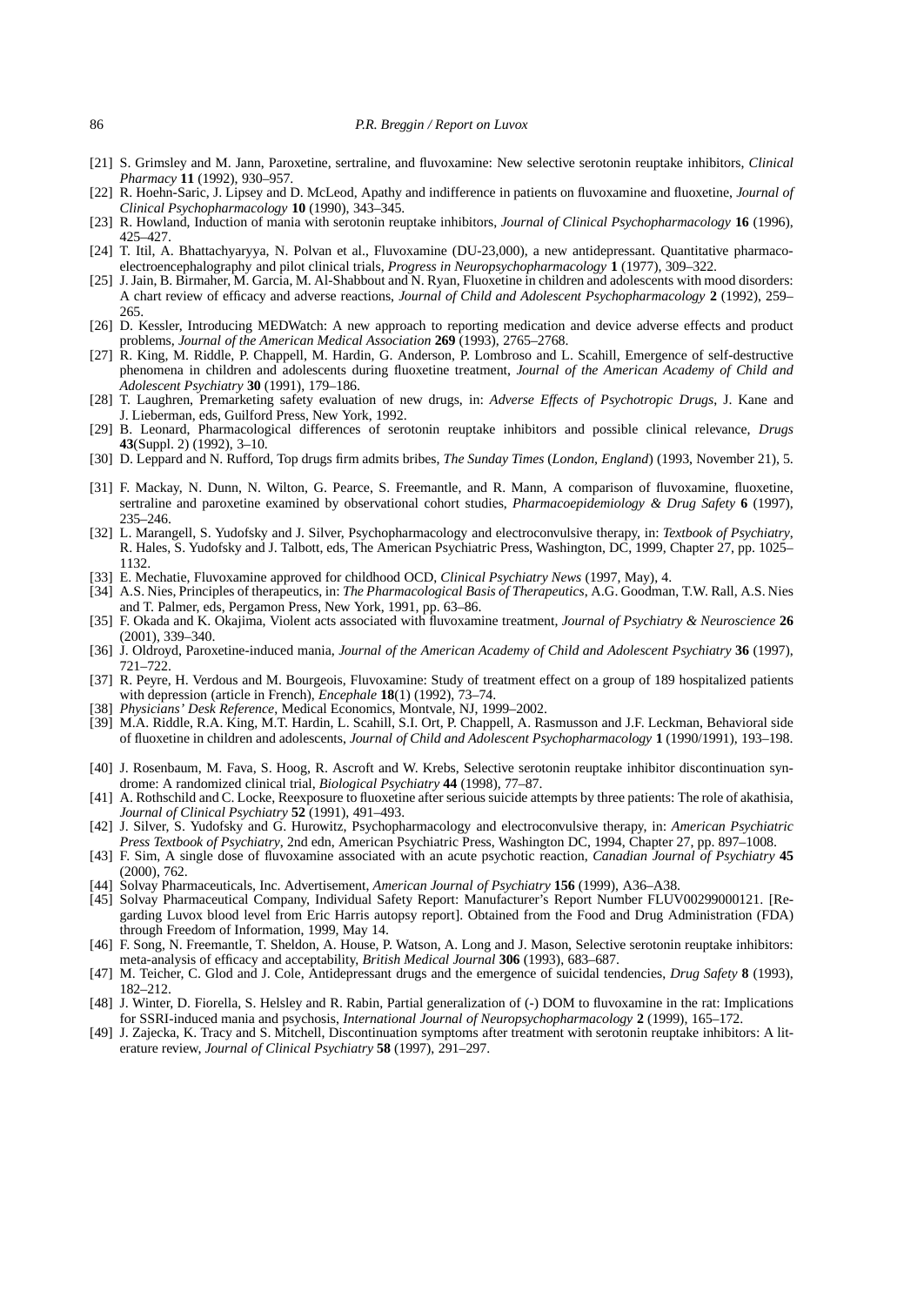[21] S. Grimsley and M. Jann, Paroxetine, sertraline, and fluvoxamine: New selective serotonin reuptake inhibitors, *Clinical Pharmacy* **11** (1992), 930–957.

[22] R. Hoehn-Saric, J. Lipsey and D. McLeod, Apathy and indifference in patients on fluvoxamine and fluoxetine, *Journal of Clinical Psychopharmacology* **10** (1990), 343–345.

[23] R. Howland, Induction of mania with serotonin reuptake inhibitors, *Journal of Clinical Psychopharmacology* **16** (1996), 425–427.

[24] T. Itil, A. Bhattachyaryya, N. Polvan et al., Fluvoxamine (DU-23,000), a new antidepressant. Quantitative pharmacoelectroencephalography and pilot clinical trials, *Progress in Neuropsychopharmacology* **1** (1977), 309–322.

[25] J. Jain, B. Birmaher, M. Garcia, M. Al-Shabbout and N. Ryan, Fluoxetine in children and adolescents with mood disorders: A chart review of efficacy and adverse reactions, *Journal of Child and Adolescent Psychopharmacology* **2** (1992), 259–265.

[26] D. Kessler, Introducing MEDWatch: A new approach to reporting medication and device adverse effects and product problems, *Journal of the American Medical Association* **269** (1993), 2765–2768.

[27] R. King, M. Riddle, P. Chappell, M. Hardin, G. Anderson, P. Lombroso and L. Scahill, Emergence of self-destructive phenomena in children and adolescents during fluoxetine treatment, *Journal of the American Academy of Child and Adolescent Psychiatry* **30** (1991), 179–186.

[28] T. Laughren, Premarketing safety evaluation of new drugs, in: *Adverse Effects of Psychotropic Drugs*, J. Kane and J. Lieberman, eds, Guilford Press, New York, 1992.

[29] B. Leonard, Pharmacological differences of serotonin reuptake inhibitors and possible clinical relevance, *Drugs* **43**(Suppl. 2) (1992), 3–10.

[30] D. Leppard and N. Rufford, Top drugs firm admits bribes, *The Sunday Times* (*London, England*) (1993, November 21), 5.

[31] F. Mackay, N. Dunn, N. Wilton, G. Pearce, S. Freemantle, and R. Mann, A comparison of fluvoxamine, fluoxetine, sertraline and paroxetine examined by observational cohort studies, *Pharmacoepidemiology & Drug Safety* **6** (1997), 235–246.

[32] L. Marangell, S. Yudofsky and J. Silver, Psychopharmacology and electroconvulsive therapy, in: *Textbook of Psychiatry*, R. Hales, S. Yudofsky and J. Talbott, eds, The American Psychiatric Press, Washington, DC, 1999, Chapter 27, pp. 1025–1132.

[33] E. Mechatie, Fluvoxamine approved for childhood OCD, *Clinical Psychiatry News* (1997, May), 4.

[34] A.S. Nies, Principles of therapeutics, in: *The Pharmacological Basis of Therapeutics*, A.G. Goodman, T.W. Rall, A.S. Nies and T. Palmer, eds, Pergamon Press, New York, 1991, pp. 63–86.

[35] F. Okada and K. Okajima, Violent acts associated with fluvoxamine treatment, *Journal of Psychiatry & Neuroscience* **26** (2001), 339–340.

[36] J. Oldroyd, Paroxetine-induced mania, *Journal of the American Academy of Child and Adolescent Psychiatry* **36** (1997), 721–722.

[37] R. Peyre, H. Verdous and M. Bourgeois, Fluvoxamine: Study of treatment effect on a group of 189 hospitalized patients with depression (article in French), *Encephale* **18**(1) (1992), 73–74.

[38] *Physicians' Desk Reference*, Medical Economics, Montvale, NJ, 1999–2002.

[39] M.A. Riddle, R.A. King, M.T. Hardin, L. Scahill, S.I. Ort, P. Chappell, A. Rasmusson and J.F. Leckman, Behavioral side of fluoxetine in children and adolescents, *Journal of Child and Adolescent Psychopharmacology* **1** (1990/1991), 193–198.

[40] J. Rosenbaum, M. Fava, S. Hoog, R. Ascroft and W. Krebs, Selective serotonin reuptake inhibitor discontinuation syndrome: A randomized clinical trial, *Biological Psychiatry* **44** (1998), 77–87.

[41] A. Rothschild and C. Locke, Reexposure to fluoxetine after serious suicide attempts by three patients: The role of akathisia, *Journal of Clinical Psychiatry* **52** (1991), 491–493.

[42] J. Silver, S. Yudofsky and G. Hurowitz, Psychopharmacology and electroconvulsive therapy, in: *American Psychiatric Press Textbook of Psychiatry*, 2nd edn, American Psychiatric Press, Washington DC, 1994, Chapter 27, pp. 897–1008.

[43] F. Sim, A single dose of fluvoxamine associated with an acute psychotic reaction, *Canadian Journal of Psychiatry* **45** (2000), 762.

[44] Solvay Pharmaceuticals, Inc. Advertisement, *American Journal of Psychiatry* **156** (1999), A36–A38.

[45] Solvay Pharmaceutical Company, Individual Safety Report: Manufacturer's Report Number FLUV00299000121. [Regarding Luvox blood level from Eric Harris autopsy report]. Obtained from the Food and Drug Administration (FDA) through Freedom of Information, 1999, May 14.

[46] F. Song, N. Freemantle, T. Sheldon, A. House, P. Watson, A. Long and J. Mason, Selective serotonin reuptake inhibitors: meta-analysis of efficacy and acceptability, *British Medical Journal* **306** (1993), 683–687.

[47] M. Teicher, C. Glod and J. Cole, Antidepressant drugs and the emergence of suicidal tendencies, *Drug Safety* **8** (1993), 182–212.

[48] J. Winter, D. Fiorella, S. Helsley and R. Rabin, Partial generalization of (-) DOM to fluvoxamine in the rat: Implications for SSRI-induced mania and psychosis, *International Journal of Neuropsychopharmacology* **2** (1999), 165–172.

[49] J. Zajecka, K. Tracy and S. Mitchell, Discontinuation symptoms after treatment with serotonin reuptake inhibitors: A literature review, *Journal of Clinical Psychiatry* **58** (1997), 291–297.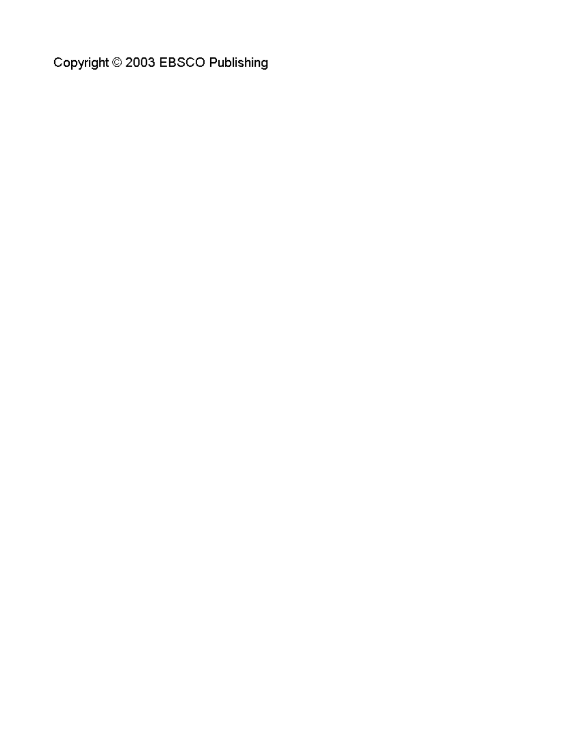Copyright © 2003 EBSCO Publishing